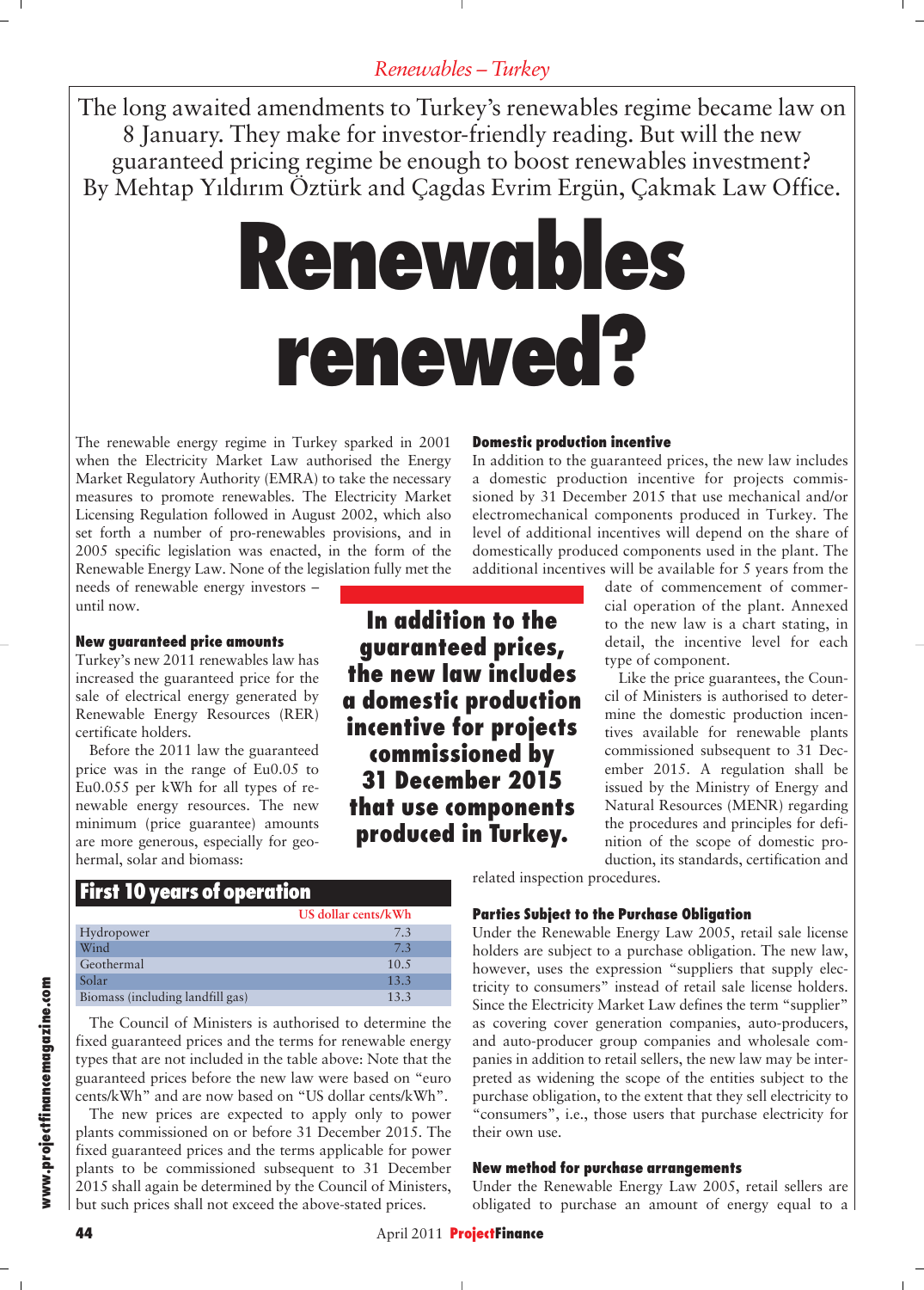*Renewables – Turkey*

The long awaited amendments to Turkey's renewables regime became law on 8 January. They make for investor-friendly reading. But will the new guaranteed pricing regime be enough to boost renewables investment? By Mehtap Yıldırım Öztürk and Çagdas Evrim Ergün, Çakmak Law Office.

# Renewables renewed?

The renewable energy regime in Turkey sparked in 2001 when the Electricity Market Law authorised the Energy Market Regulatory Authority (EMRA) to take the necessary measures to promote renewables. The Electricity Market Licensing Regulation followed in August 2002, which also set forth a number of pro-renewables provisions, and in 2005 specific legislation was enacted, in the form of the Renewable Energy Law. None of the legislation fully met the needs of renewable energy investors – until now.

### New guaranteed price amounts

Turkey's new 2011 renewables law has increased the guaranteed price for the sale of electrical energy generated by Renewable Energy Resources (RER) certificate holders.

Before the 2011 law the guaranteed price was in the range of Eu0.05 to Eu0.055 per kWh for all types of renewable energy resources. The new minimum (price guarantee) amounts are more generous, especially for geothermal, solar and biomass:

**First 10 years of operation**

| | US dollar cents/kWh |
|---|---|
| Hydropower | 7.3 |
| Wind | 7.3 |
| Geothermal | 10.5 |
| Solar | 13.3 |
| Biomass (including landfill gas) | 13.3 |

The Council of Ministers is authorised to determine the fixed guaranteed prices and the terms for renewable energy types that are not included in the table above: Note that the guaranteed prices before the new law were based on "euro cents/kWh" and are now based on "US dollar cents/kWh".

The new prices are expected to apply only to power plants commissioned on or before 31 December 2015. The fixed guaranteed prices and the terms applicable for power plants to be commissioned subsequent to 31 December 2015 shall again be determined by the Council of Ministers, but such prices shall not exceed the above-stated prices.

### Domestic production incentive

In addition to the guaranteed prices, the new law includes a domestic production incentive for projects commissioned by 31 December 2015 that use mechanical and/or electromechanical components produced in Turkey. The level of additional incentives will depend on the share of domestically produced components used in the plant. The additional incentives will be available for 5 years from the date of commencement of commercial operation of the plant. Annexed to the new law is a chart stating, in detail, the incentive level for each type of component.

> **In addition to the guaranteed prices, the new law includes a domestic production incentive for projects commissioned by 31 December 2015 that use components produced in Turkey.**

Like the price guarantees, the Council of Ministers is authorised to determine the domestic production incentives available for renewable plants commissioned subsequent to 31 December 2015. A regulation shall be issued by the Ministry of Energy and Natural Resources (MENR) regarding the procedures and principles for definition of the scope of domestic production, its standards, certification and related inspection procedures.

### Parties Subject to the Purchase Obligation

Under the Renewable Energy Law 2005, retail sale license holders are subject to a purchase obligation. The new law, however, uses the expression "suppliers that supply electricity to consumers" instead of retail sale license holders. Since the Electricity Market Law defines the term "supplier" as covering cover generation companies, auto-producers, and auto-producer group companies and wholesale companies in addition to retail sellers, the new law may be interpreted as widening the scope of the entities subject to the purchase obligation, to the extent that they sell electricity to "consumers", i.e., those users that purchase electricity for their own use.

### New method for purchase arrangements

Under the Renewable Energy Law 2005, retail sellers are obligated to purchase an amount of energy equal to a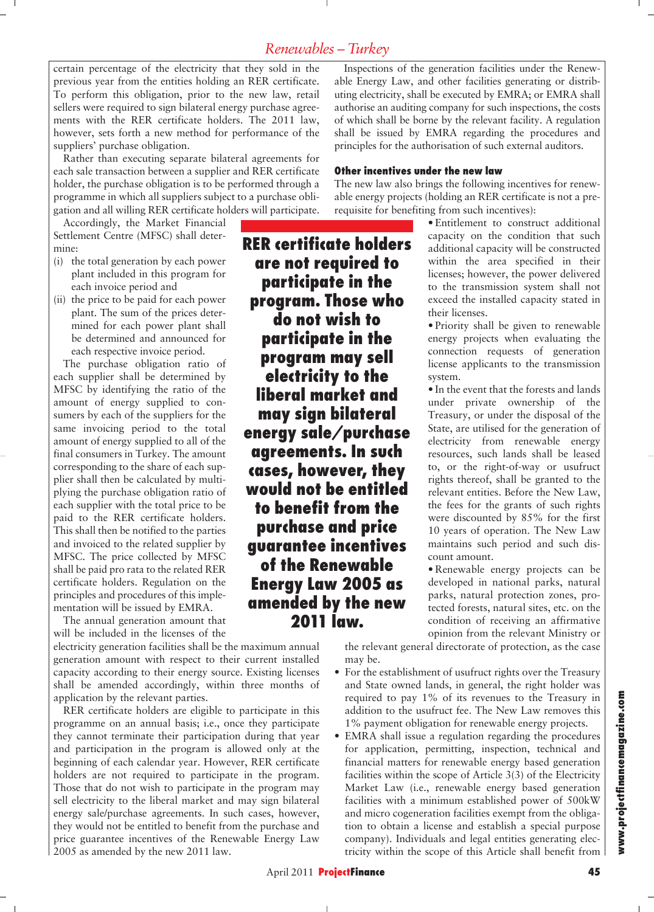certain percentage of the electricity that they sold in the previous year from the entities holding an RER certificate. To perform this obligation, prior to the new law, retail sellers were required to sign bilateral energy purchase agreements with the RER certificate holders. The 2011 law, however, sets forth a new method for performance of the suppliers' purchase obligation.

Rather than executing separate bilateral agreements for each sale transaction between a supplier and RER certificate holder, the purchase obligation is to be performed through a programme in which all suppliers subject to a purchase obligation and all willing RER certificate holders will participate.

Accordingly, the Market Financial Settlement Centre (MFSC) shall determine:

(i) the total generation by each power plant included in this program for each invoice period and
(ii) the price to be paid for each power plant. The sum of the prices determined for each power plant shall be determined and announced for each respective invoice period.

The purchase obligation ratio of each supplier shall be determined by MFSC by identifying the ratio of the amount of energy supplied to consumers by each of the suppliers for the same invoicing period to the total amount of energy supplied to all of the final consumers in Turkey. The amount corresponding to the share of each supplier shall then be calculated by multiplying the purchase obligation ratio of each supplier with the total price to be paid to the RER certificate holders. This shall then be notified to the parties and invoiced to the related supplier by MFSC. The price collected by MFSC shall be paid pro rata to the related RER certificate holders. Regulation on the principles and procedures of this implementation will be issued by EMRA.

The annual generation amount that will be included in the licenses of the electricity generation facilities shall be the maximum annual generation amount with respect to their current installed capacity according to their energy source. Existing licenses shall be amended accordingly, within three months of application by the relevant parties.

RER certificate holders are eligible to participate in this programme on an annual basis; i.e., once they participate they cannot terminate their participation during that year and participation in the program is allowed only at the beginning of each calendar year. However, RER certificate holders are not required to participate in the program. Those that do not wish to participate in the program may sell electricity to the liberal market and may sign bilateral energy sale/purchase agreements. In such cases, however, they would not be entitled to benefit from the purchase and price guarantee incentives of the Renewable Energy Law 2005 as amended by the new 2011 law.

**RER certificate holders are not required to participate in the program. Those who do not wish to participate in the program may sell electricity to the liberal market and may sign bilateral energy sale/purchase agreements. In such cases, however, they would not be entitled to benefit from the purchase and price guarantee incentives of the Renewable Energy Law 2005 as amended by the new 2011 law.**

Inspections of the generation facilities under the Renewable Energy Law, and other facilities generating or distributing electricity, shall be executed by EMRA; or EMRA shall authorise an auditing company for such inspections, the costs of which shall be borne by the relevant facility. A regulation shall be issued by EMRA regarding the procedures and principles for the authorisation of such external auditors.

### Other incentives under the new law

The new law also brings the following incentives for renewable energy projects (holding an RER certificate is not a prerequisite for benefiting from such incentives):

- Entitlement to construct additional capacity on the condition that such additional capacity will be constructed within the area specified in their licenses; however, the power delivered to the transmission system shall not exceed the installed capacity stated in their licenses.
- Priority shall be given to renewable energy projects when evaluating the connection requests of generation license applicants to the transmission system.
- In the event that the forests and lands under private ownership of the Treasury, or under the disposal of the State, are utilised for the generation of electricity from renewable energy resources, such lands shall be leased to, or the right-of-way or usufruct rights thereof, shall be granted to the relevant entities. Before the New Law, the fees for the grants of such rights were discounted by 85% for the first 10 years of operation. The New Law maintains such period and such discount amount.
- Renewable energy projects can be developed in national parks, natural parks, natural protection zones, protected forests, natural sites, etc. on the condition of receiving an affirmative opinion from the relevant Ministry or the relevant general directorate of protection, as the case may be.
- For the establishment of usufruct rights over the Treasury and State owned lands, in general, the right holder was required to pay 1% of its revenues to the Treasury in addition to the usufruct fee. The New Law removes this 1% payment obligation for renewable energy projects.
- EMRA shall issue a regulation regarding the procedures for application, permitting, inspection, technical and financial matters for renewable energy based generation facilities within the scope of Article 3(3) of the Electricity Market Law (i.e., renewable energy based generation facilities with a minimum established power of 500kW and micro cogeneration facilities exempt from the obligation to obtain a license and establish a special purpose company). Individuals and legal entities generating electricity within the scope of this Article shall benefit from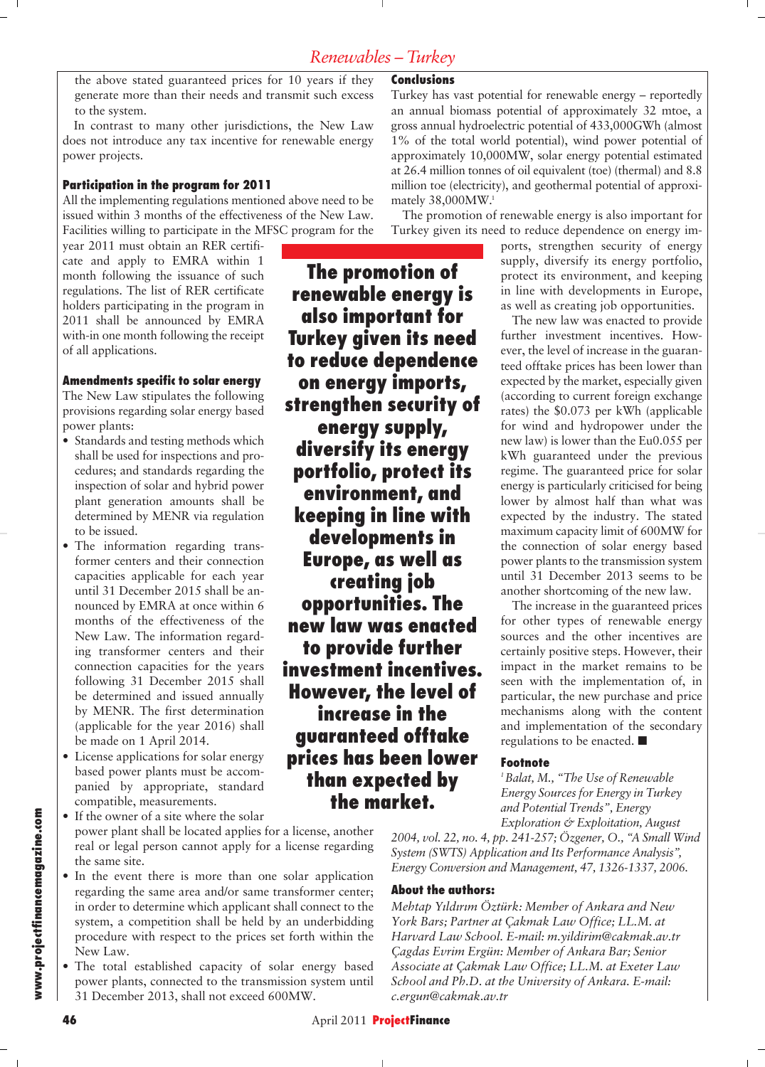the above stated guaranteed prices for 10 years if they generate more than their needs and transmit such excess to the system.

In contrast to many other jurisdictions, the New Law does not introduce any tax incentive for renewable energy power projects.

#### Participation in the program for 2011

All the implementing regulations mentioned above need to be issued within 3 months of the effectiveness of the New Law. Facilities willing to participate in the MFSC program for the year 2011 must obtain an RER certificate and apply to EMRA within 1 month following the issuance of such regulations. The list of RER certificate holders participating in the program in 2011 shall be announced by EMRA with-in one month following the receipt of all applications.

#### Amendments specific to solar energy

The New Law stipulates the following provisions regarding solar energy based power plants:

- Standards and testing methods which shall be used for inspections and procedures; and standards regarding the inspection of solar and hybrid power plant generation amounts shall be determined by MENR via regulation to be issued.
- The information regarding transformer centers and their connection capacities applicable for each year until 31 December 2015 shall be announced by EMRA at once within 6 months of the effectiveness of the New Law. The information regarding transformer centers and their connection capacities for the years following 31 December 2015 shall be determined and issued annually by MENR. The first determination (applicable for the year 2016) shall be made on 1 April 2014.
- License applications for solar energy based power plants must be accompanied by appropriate, standard compatible, measurements.
- If the owner of a site where the solar power plant shall be located applies for a license, another real or legal person cannot apply for a license regarding the same site.
- In the event there is more than one solar application regarding the same area and/or same transformer center; in order to determine which applicant shall connect to the system, a competition shall be held by an underbidding procedure with respect to the prices set forth within the New Law.
- The total established capacity of solar energy based power plants, connected to the transmission system until 31 December 2013, shall not exceed 600MW.

**The promotion of renewable energy is also important for Turkey given its need to reduce dependence on energy imports, strengthen security of energy supply, diversify its energy portfolio, protect its environment, and keeping in line with developments in Europe, as well as creating job opportunities. The new law was enacted to provide further investment incentives. However, the level of increase in the guaranteed offtake prices has been lower than expected by the market.**

#### Conclusions

Turkey has vast potential for renewable energy – reportedly an annual biomass potential of approximately 32 mtoe, a gross annual hydroelectric potential of 433,000GWh (almost 1% of the total world potential), wind power potential of approximately 10,000MW, solar energy potential estimated at 26.4 million tonnes of oil equivalent (toe) (thermal) and 8.8 million toe (electricity), and geothermal potential of approximately 38,000MW.[1]

The promotion of renewable energy is also important for Turkey given its need to reduce dependence on energy imports, strengthen security of energy supply, diversify its energy portfolio, protect its environment, and keeping in line with developments in Europe, as well as creating job opportunities.

The new law was enacted to provide further investment incentives. However, the level of increase in the guaranteed offtake prices has been lower than expected by the market, especially given (according to current foreign exchange rates) the $0.073 per kWh (applicable for wind and hydropower under the new law) is lower than the Eu0.055 per kWh guaranteed under the previous regime. The guaranteed price for solar energy is particularly criticised for being lower by almost half than what was expected by the industry. The stated maximum capacity limit of 600MW for the connection of solar energy based power plants to the transmission system until 31 December 2013 seems to be another shortcoming of the new law.

The increase in the guaranteed prices for other types of renewable energy sources and the other incentives are certainly positive steps. However, their impact in the market remains to be seen with the implementation of, in particular, the new purchase and price mechanisms along with the content and implementation of the secondary regulations to be enacted. ■

#### Footnote

[1] *Balat, M., "The Use of Renewable Energy Sources for Energy in Turkey and Potential Trends", Energy Exploration & Exploitation, August 2004, vol. 22, no. 4, pp. 241-257; Özgener, O., "A Small Wind System (SWTS) Application and Its Performance Analysis", Energy Conversion and Management, 47, 1326-1337, 2006.*

#### About the authors:

*Mehtap Yıldırım Öztürk: Member of Ankara and New York Bars; Partner at Çakmak Law Office; LL.M. at Harvard Law School. E-mail: m.yildirim@cakmak.av.tr*

*Çagdas Evrim Ergün: Member of Ankara Bar; Senior Associate at Çakmak Law Office; LL.M. at Exeter Law School and Ph.D. at the University of Ankara. E-mail: c.ergun@cakmak.av.tr*